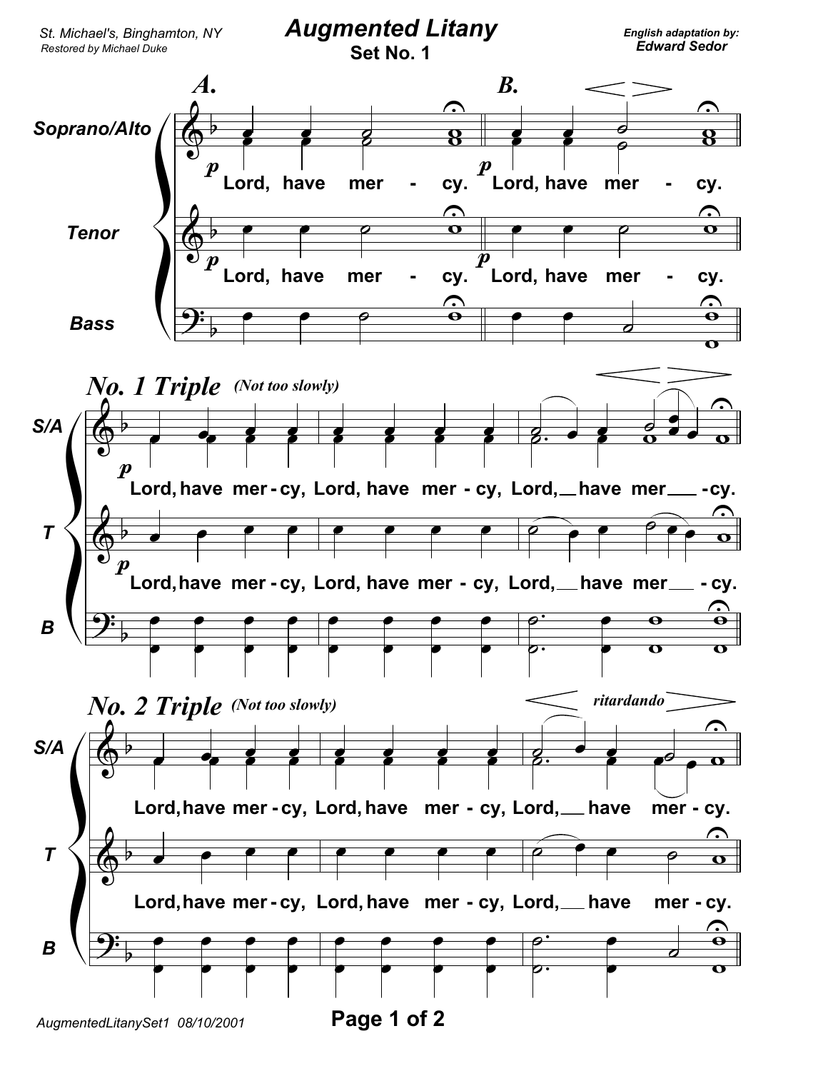St. Michael's, Binghamton, NY
*Restored by Michael Duke*

# Augmented Litany

## Set No. 1

*English adaptation by:*
***Edward Sedor***

### A.

Soprano/Alto: Lord, have mer - cy.

Tenor: Lord, have mer - cy.

Bass

### B.

Soprano/Alto: Lord, have mer - cy.

Tenor: Lord, have mer - cy.

Bass

### No. 1 Triple *(Not too slowly)*

S/A: Lord, have mer - cy, Lord, have mer - cy, Lord, have mer - cy.

T: Lord, have mer - cy, Lord, have mer - cy, Lord, have mer - cy.

B

### No. 2 Triple *(Not too slowly)*

*ritardando*

S/A: Lord, have mer - cy, Lord, have mer - cy, Lord, have mer - cy.

T: Lord, have mer - cy, Lord, have mer - cy, Lord, have mer - cy.

B

AugmentedLitanySet1 08/10/2001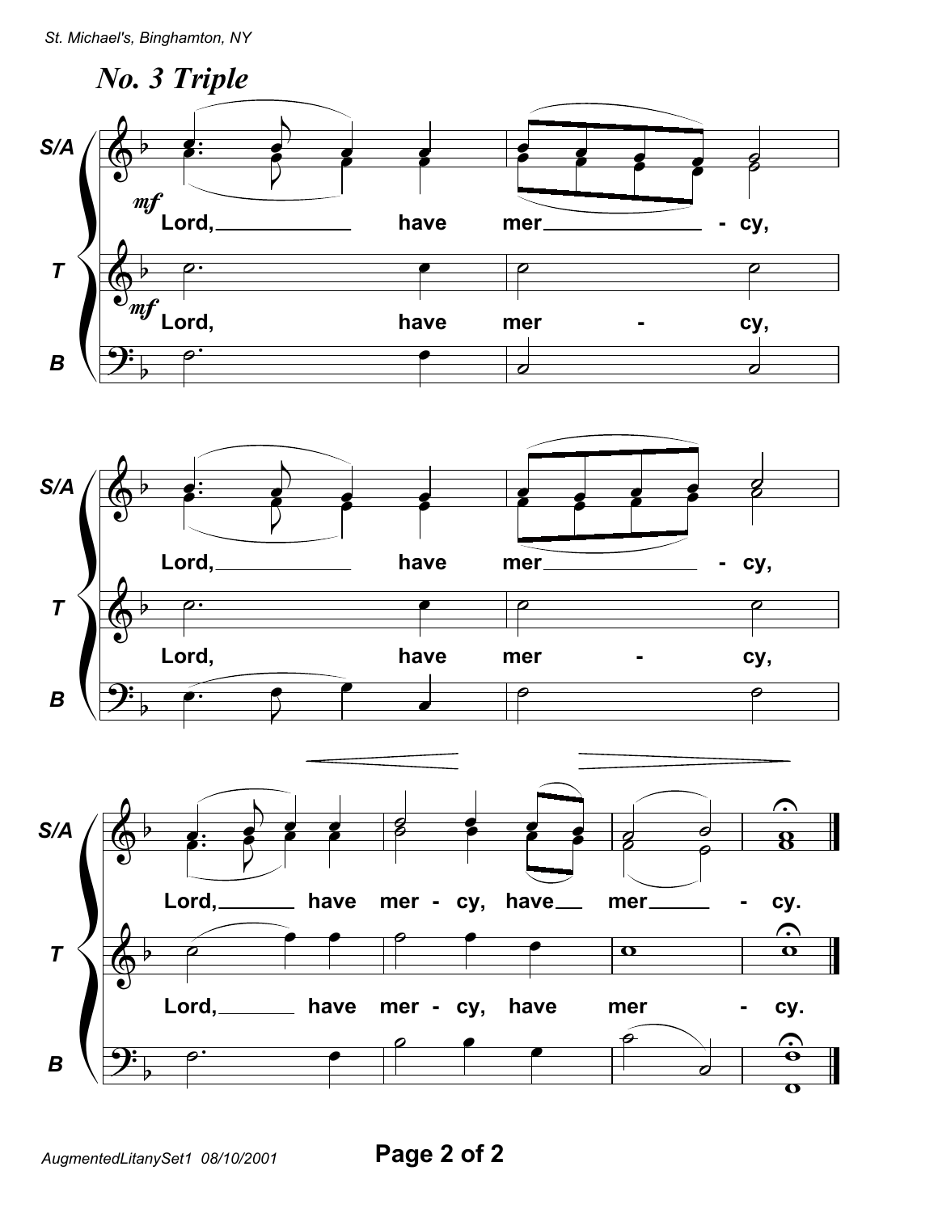## *No. 3 Triple*

S/A

*mf*

Lord, have mer - cy,

T

*mf*

Lord, have mer - cy,

B

S/A

Lord, have mer - cy,

T

Lord, have mer - cy,

B

S/A

Lord, have mer - cy, have mer - cy.

T

Lord, have mer - cy, have mer - cy.

B